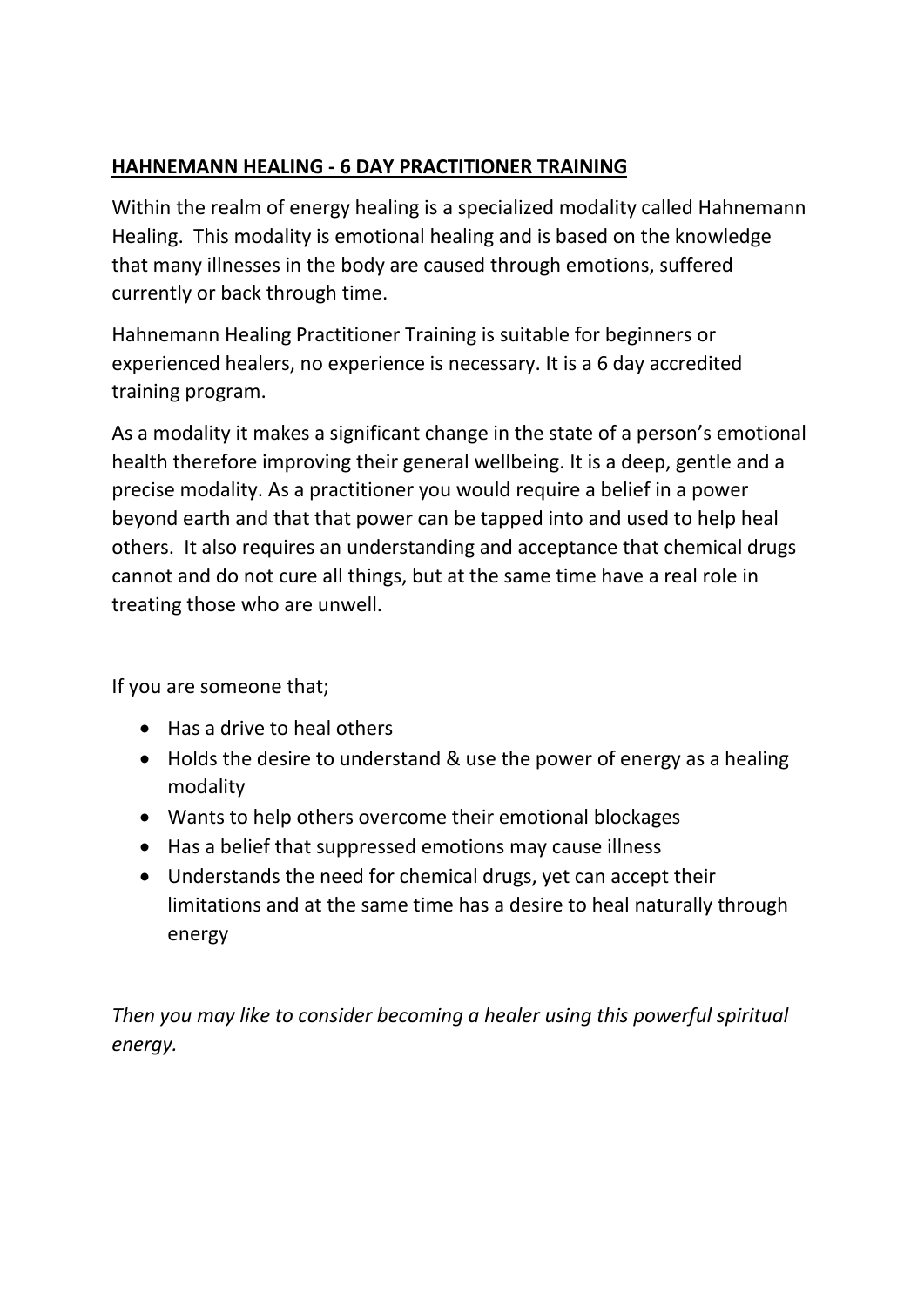**HAHNEMANN HEALING - 6 DAY PRACTITIONER TRAINING**

Within the realm of energy healing is a specialized modality called Hahnemann Healing. This modality is emotional healing and is based on the knowledge that many illnesses in the body are caused through emotions, suffered currently or back through time.

Hahnemann Healing Practitioner Training is suitable for beginners or experienced healers, no experience is necessary. It is a 6 day accredited training program.

As a modality it makes a significant change in the state of a person's emotional health therefore improving their general wellbeing. It is a deep, gentle and a precise modality. As a practitioner you would require a belief in a power beyond earth and that that power can be tapped into and used to help heal others. It also requires an understanding and acceptance that chemical drugs cannot and do not cure all things, but at the same time have a real role in treating those who are unwell.

If you are someone that;

- Has a drive to heal others
- Holds the desire to understand & use the power of energy as a healing modality
- Wants to help others overcome their emotional blockages
- Has a belief that suppressed emotions may cause illness
- Understands the need for chemical drugs, yet can accept their limitations and at the same time has a desire to heal naturally through energy

*Then you may like to consider becoming a healer using this powerful spiritual energy.*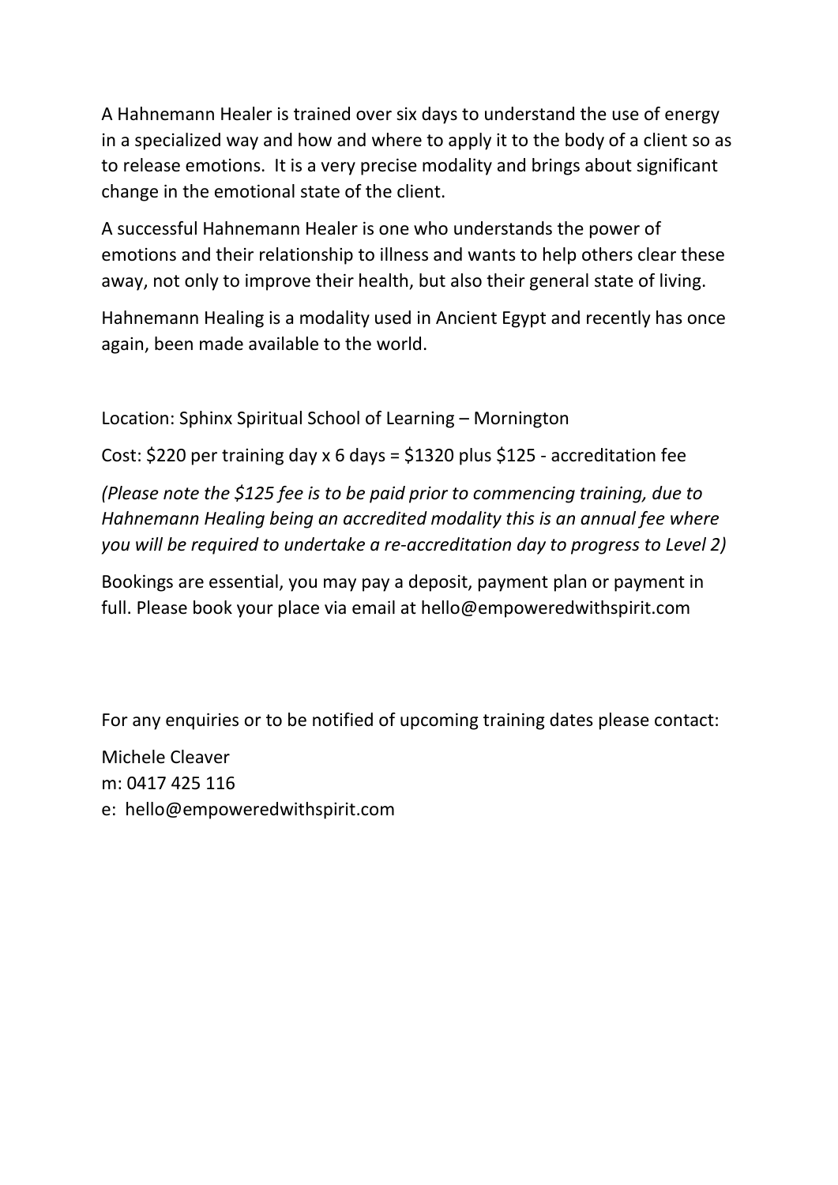A Hahnemann Healer is trained over six days to understand the use of energy in a specialized way and how and where to apply it to the body of a client so as to release emotions. It is a very precise modality and brings about significant change in the emotional state of the client.

A successful Hahnemann Healer is one who understands the power of emotions and their relationship to illness and wants to help others clear these away, not only to improve their health, but also their general state of living.

Hahnemann Healing is a modality used in Ancient Egypt and recently has once again, been made available to the world.

Location: Sphinx Spiritual School of Learning – Mornington

Cost: $220 per training day x 6 days = $1320 plus $125 - accreditation fee

*(Please note the $125 fee is to be paid prior to commencing training, due to Hahnemann Healing being an accredited modality this is an annual fee where you will be required to undertake a re-accreditation day to progress to Level 2)*

Bookings are essential, you may pay a deposit, payment plan or payment in full. Please book your place via email at hello@empoweredwithspirit.com

For any enquiries or to be notified of upcoming training dates please contact:

Michele Cleaver
m: 0417 425 116
e: hello@empoweredwithspirit.com